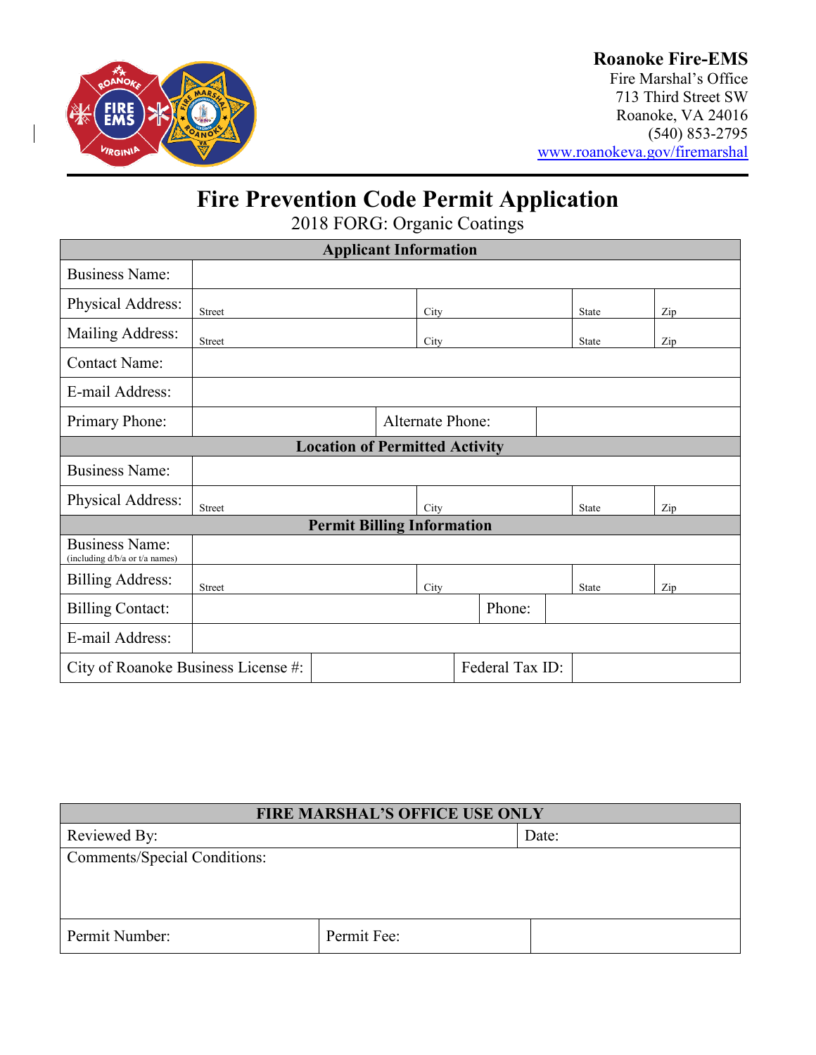**Roanoke Fire-EMS**
Fire Marshal's Office
713 Third Street SW
Roanoke, VA 24016
(540) 853-2795
www.roanokeva.gov/firemarshal

# Fire Prevention Code Permit Application

2018 FORG: Organic Coatings

| Applicant Information | | | | |
|---|---|---|---|---|
| Business Name: | | | | |
| Physical Address: | Street | City | State | Zip |
| Mailing Address: | Street | City | State | Zip |
| Contact Name: | | | | |
| E-mail Address: | | | | |
| Primary Phone: | | Alternate Phone: | | |
| **Location of Permitted Activity** | | | | |
| Business Name: | | | | |
| Physical Address: | Street | City | State | Zip |
| **Permit Billing Information** | | | | |
| Business Name: (including d/b/a or t/a names) | | | | |
| Billing Address: | Street | City | State | Zip |
| Billing Contact: | | Phone: | | |
| E-mail Address: | | | | |
| City of Roanoke Business License #: | | Federal Tax ID: | | |

| FIRE MARSHAL'S OFFICE USE ONLY | | |
|---|---|---|
| Reviewed By: | | Date: |
| Comments/Special Conditions: | | |
| Permit Number: | Permit Fee: | |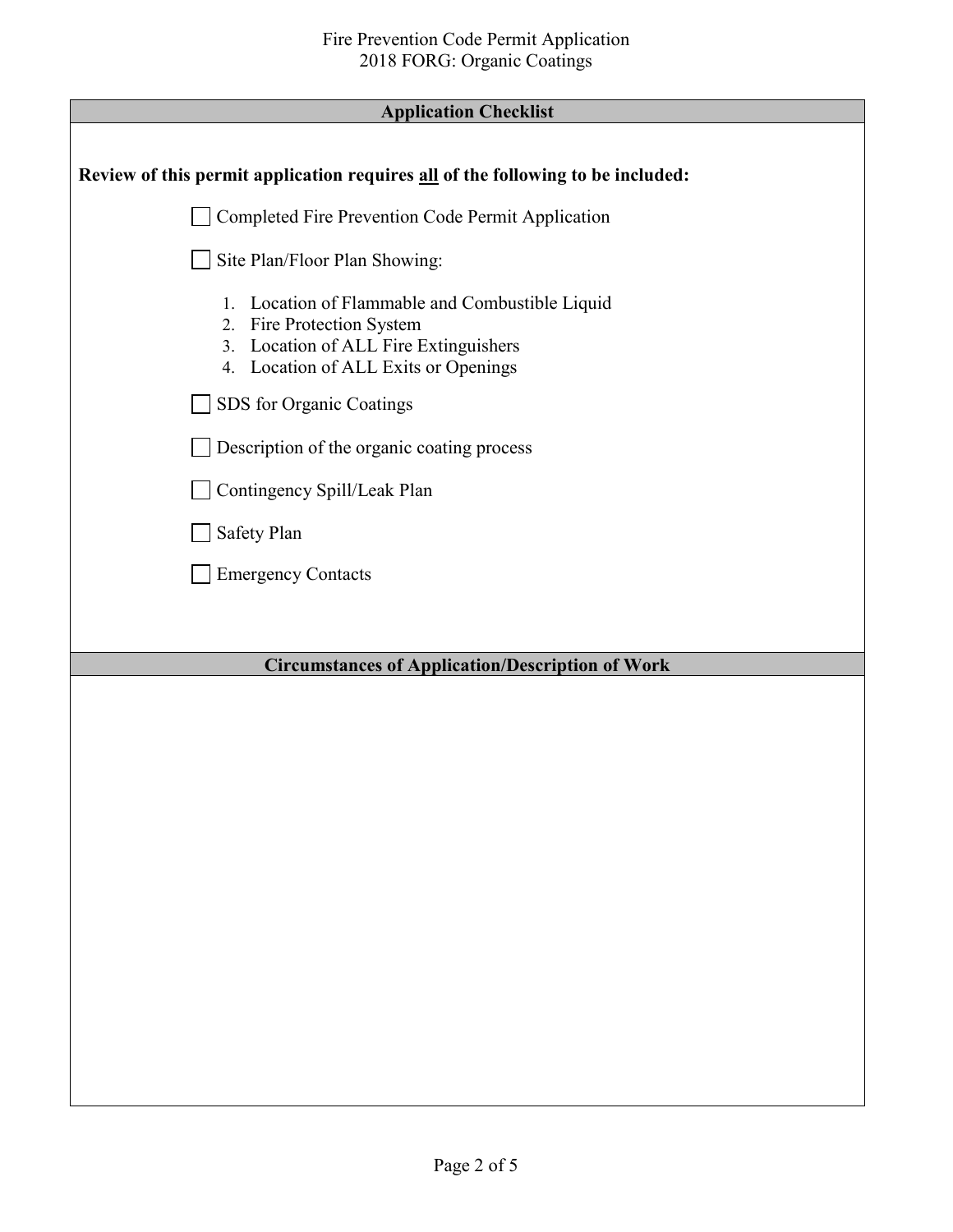## Application Checklist

**Review of this permit application requires <u>all</u> of the following to be included:**

- ☐ Completed Fire Prevention Code Permit Application
- ☐ Site Plan/Floor Plan Showing:
  1. Location of Flammable and Combustible Liquid
  2. Fire Protection System
  3. Location of ALL Fire Extinguishers
  4. Location of ALL Exits or Openings
- ☐ SDS for Organic Coatings
- ☐ Description of the organic coating process
- ☐ Contingency Spill/Leak Plan
- ☐ Safety Plan
- ☐ Emergency Contacts

## Circumstances of Application/Description of Work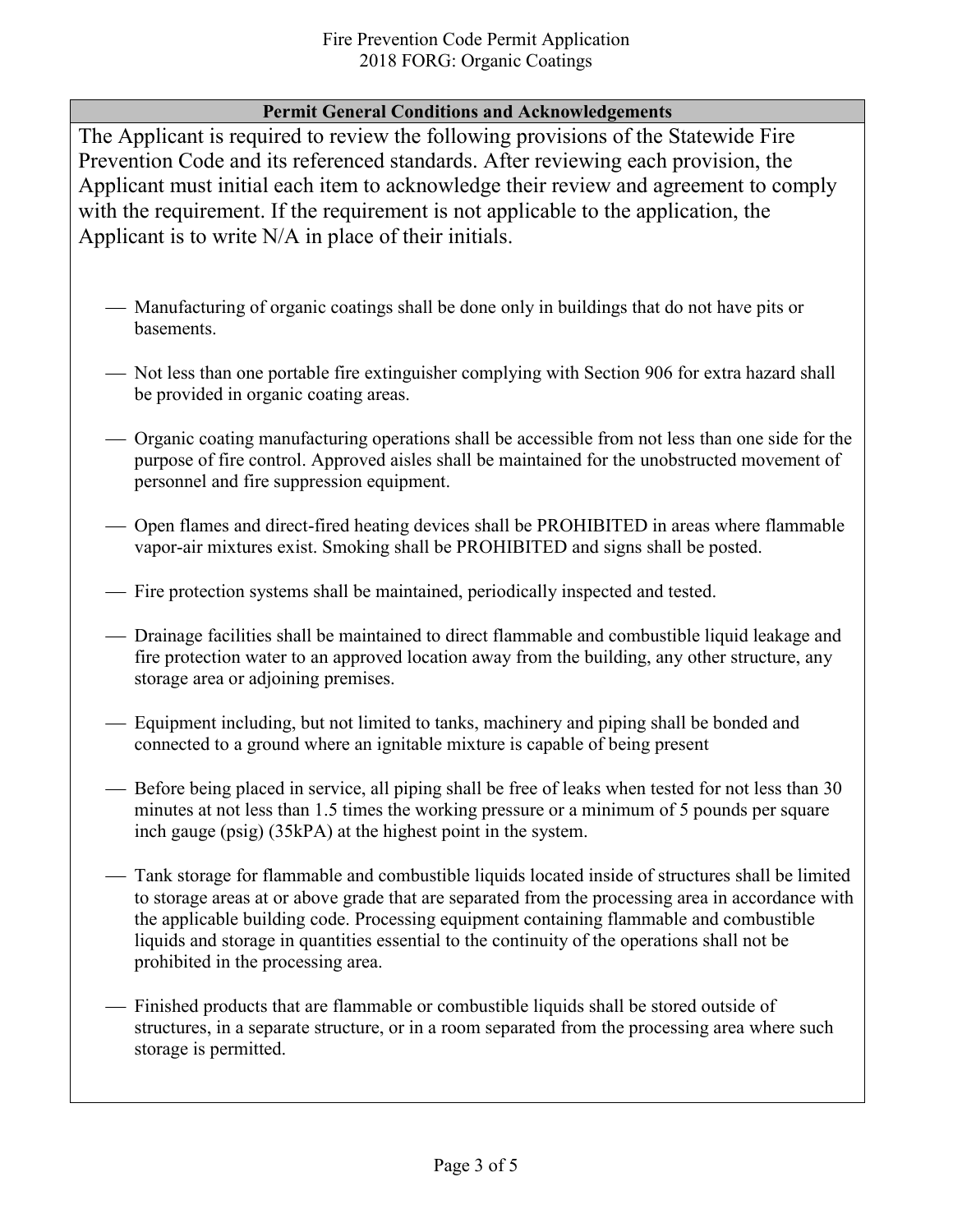Fire Prevention Code Permit Application
2018 FORG: Organic Coatings

## Permit General Conditions and Acknowledgements

The Applicant is required to review the following provisions of the Statewide Fire Prevention Code and its referenced standards. After reviewing each provision, the Applicant must initial each item to acknowledge their review and agreement to comply with the requirement. If the requirement is not applicable to the application, the Applicant is to write N/A in place of their initials.

- ___ Manufacturing of organic coatings shall be done only in buildings that do not have pits or basements.
- ___ Not less than one portable fire extinguisher complying with Section 906 for extra hazard shall be provided in organic coating areas.
- ___ Organic coating manufacturing operations shall be accessible from not less than one side for the purpose of fire control. Approved aisles shall be maintained for the unobstructed movement of personnel and fire suppression equipment.
- ___ Open flames and direct-fired heating devices shall be PROHIBITED in areas where flammable vapor-air mixtures exist. Smoking shall be PROHIBITED and signs shall be posted.
- ___ Fire protection systems shall be maintained, periodically inspected and tested.
- ___ Drainage facilities shall be maintained to direct flammable and combustible liquid leakage and fire protection water to an approved location away from the building, any other structure, any storage area or adjoining premises.
- ___ Equipment including, but not limited to tanks, machinery and piping shall be bonded and connected to a ground where an ignitable mixture is capable of being present
- ___ Before being placed in service, all piping shall be free of leaks when tested for not less than 30 minutes at not less than 1.5 times the working pressure or a minimum of 5 pounds per square inch gauge (psig) (35kPA) at the highest point in the system.
- ___ Tank storage for flammable and combustible liquids located inside of structures shall be limited to storage areas at or above grade that are separated from the processing area in accordance with the applicable building code. Processing equipment containing flammable and combustible liquids and storage in quantities essential to the continuity of the operations shall not be prohibited in the processing area.
- ___ Finished products that are flammable or combustible liquids shall be stored outside of structures, in a separate structure, or in a room separated from the processing area where such storage is permitted.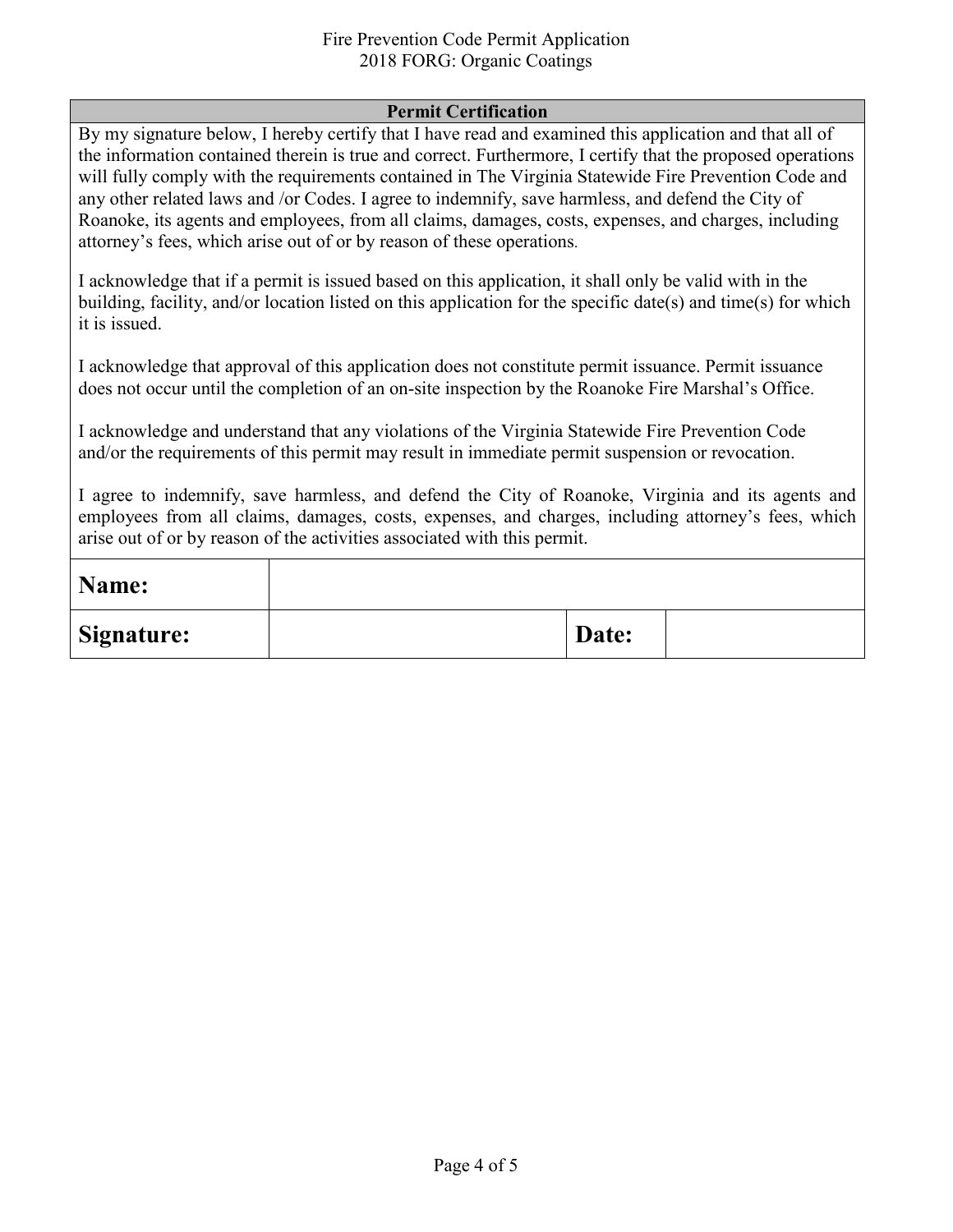## Permit Certification

By my signature below, I hereby certify that I have read and examined this application and that all of the information contained therein is true and correct. Furthermore, I certify that the proposed operations will fully comply with the requirements contained in The Virginia Statewide Fire Prevention Code and any other related laws and /or Codes. I agree to indemnify, save harmless, and defend the City of Roanoke, its agents and employees, from all claims, damages, costs, expenses, and charges, including attorney's fees, which arise out of or by reason of these operations.

I acknowledge that if a permit is issued based on this application, it shall only be valid with in the building, facility, and/or location listed on this application for the specific date(s) and time(s) for which it is issued.

I acknowledge that approval of this application does not constitute permit issuance. Permit issuance does not occur until the completion of an on-site inspection by the Roanoke Fire Marshal's Office.

I acknowledge and understand that any violations of the Virginia Statewide Fire Prevention Code and/or the requirements of this permit may result in immediate permit suspension or revocation.

I agree to indemnify, save harmless, and defend the City of Roanoke, Virginia and its agents and employees from all claims, damages, costs, expenses, and charges, including attorney's fees, which arise out of or by reason of the activities associated with this permit.

| **Name:** | | | |
|---|---|---|---|
| **Signature:** | | **Date:** | |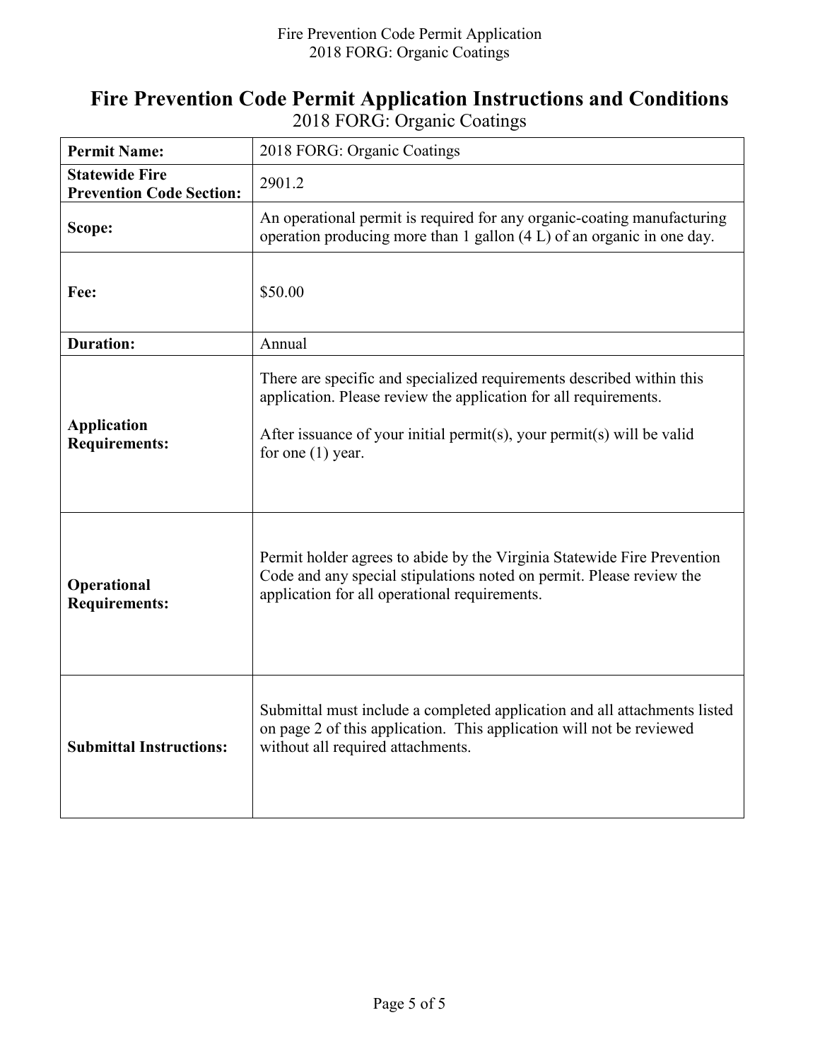# Fire Prevention Code Permit Application Instructions and Conditions

2018 FORG: Organic Coatings

| | |
|---|---|
| **Permit Name:** | 2018 FORG: Organic Coatings |
| **Statewide Fire Prevention Code Section:** | 2901.2 |
| **Scope:** | An operational permit is required for any organic-coating manufacturing operation producing more than 1 gallon (4 L) of an organic in one day. |
| **Fee:** | $50.00 |
| **Duration:** | Annual |
| **Application Requirements:** | There are specific and specialized requirements described within this application. Please review the application for all requirements.<br><br>After issuance of your initial permit(s), your permit(s) will be valid for one (1) year. |
| **Operational Requirements:** | Permit holder agrees to abide by the Virginia Statewide Fire Prevention Code and any special stipulations noted on permit. Please review the application for all operational requirements. |
| **Submittal Instructions:** | Submittal must include a completed application and all attachments listed on page 2 of this application. This application will not be reviewed without all required attachments. |